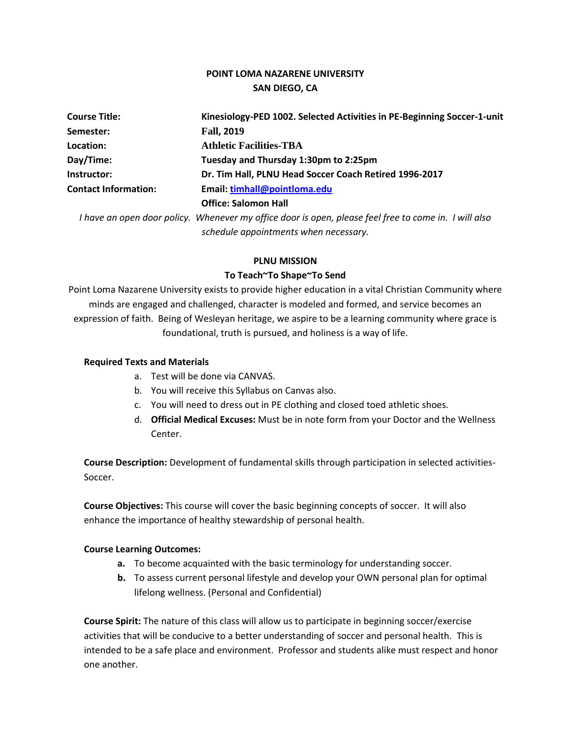**POINT LOMA NAZARENE UNIVERSITY**
**SAN DIEGO, CA**

| | |
|---|---|
| **Course Title:** | **Kinesiology-PED 1002. Selected Activities in PE-Beginning Soccer-1-unit** |
| **Semester:** | **Fall, 2019** |
| **Location:** | **Athletic Facilities-TBA** |
| **Day/Time:** | **Tuesday and Thursday 1:30pm to 2:25pm** |
| **Instructor:** | **Dr. Tim Hall, PLNU Head Soccer Coach Retired 1996-2017** |
| **Contact Information:** | **Email: timhall@pointloma.edu** |
| | **Office: Salomon Hall** |

*I have an open door policy. Whenever my office door is open, please feel free to come in. I will also schedule appointments when necessary.*

## PLNU MISSION

### To Teach~To Shape~To Send

Point Loma Nazarene University exists to provide higher education in a vital Christian Community where minds are engaged and challenged, character is modeled and formed, and service becomes an expression of faith. Being of Wesleyan heritage, we aspire to be a learning community where grace is foundational, truth is pursued, and holiness is a way of life.

**Required Texts and Materials**

a. Test will be done via CANVAS.
b. You will receive this Syllabus on Canvas also.
c. You will need to dress out in PE clothing and closed toed athletic shoes.
d. **Official Medical Excuses:** Must be in note form from your Doctor and the Wellness Center.

**Course Description:** Development of fundamental skills through participation in selected activities-Soccer.

**Course Objectives:** This course will cover the basic beginning concepts of soccer. It will also enhance the importance of healthy stewardship of personal health.

**Course Learning Outcomes:**

**a.** To become acquainted with the basic terminology for understanding soccer.
**b.** To assess current personal lifestyle and develop your OWN personal plan for optimal lifelong wellness. (Personal and Confidential)

**Course Spirit:** The nature of this class will allow us to participate in beginning soccer/exercise activities that will be conducive to a better understanding of soccer and personal health. This is intended to be a safe place and environment. Professor and students alike must respect and honor one another.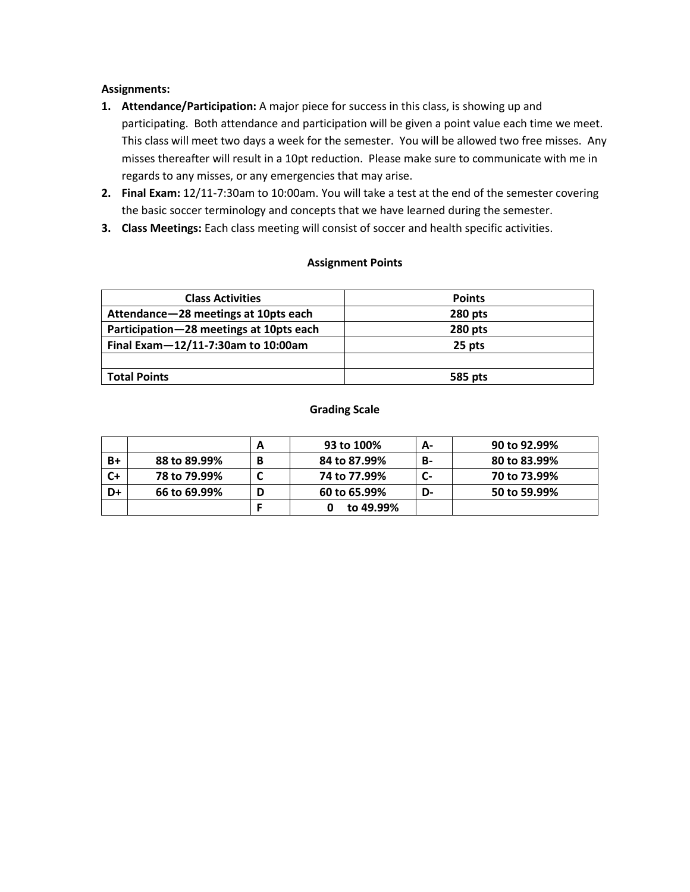**Assignments:**

1. **Attendance/Participation:** A major piece for success in this class, is showing up and participating. Both attendance and participation will be given a point value each time we meet. This class will meet two days a week for the semester. You will be allowed two free misses. Any misses thereafter will result in a 10pt reduction. Please make sure to communicate with me in regards to any misses, or any emergencies that may arise.
2. **Final Exam:** 12/11-7:30am to 10:00am. You will take a test at the end of the semester covering the basic soccer terminology and concepts that we have learned during the semester.
3. **Class Meetings:** Each class meeting will consist of soccer and health specific activities.

**Assignment Points**

| Class Activities | Points |
|---|---|
| **Attendance—28 meetings at 10pts each** | **280 pts** |
| **Participation—28 meetings at 10pts each** | **280 pts** |
| **Final Exam—12/11-7:30am to 10:00am** | **25 pts** |
| | |
| **Total Points** | **585 pts** |

**Grading Scale**

| | | | | | |
|---|---|---|---|---|---|
| | | **A** | **93 to 100%** | **A-** | **90 to 92.99%** |
| **B+** | **88 to 89.99%** | **B** | **84 to 87.99%** | **B-** | **80 to 83.99%** |
| **C+** | **78 to 79.99%** | **C** | **74 to 77.99%** | **C-** | **70 to 73.99%** |
| **D+** | **66 to 69.99%** | **D** | **60 to 65.99%** | **D-** | **50 to 59.99%** |
| | | **F** | **0 to 49.99%** | | |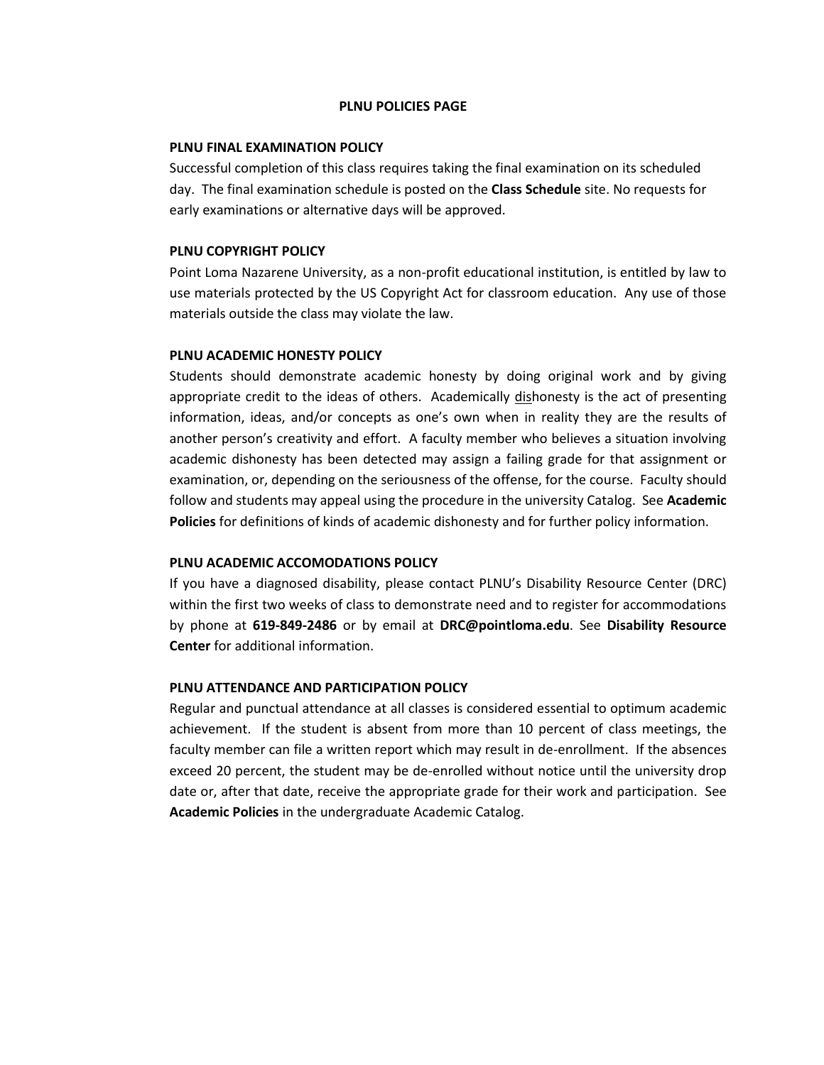# PLNU POLICIES PAGE

## PLNU FINAL EXAMINATION POLICY

Successful completion of this class requires taking the final examination on its scheduled day. The final examination schedule is posted on the **Class Schedule** site. No requests for early examinations or alternative days will be approved.

## PLNU COPYRIGHT POLICY

Point Loma Nazarene University, as a non-profit educational institution, is entitled by law to use materials protected by the US Copyright Act for classroom education. Any use of those materials outside the class may violate the law.

## PLNU ACADEMIC HONESTY POLICY

Students should demonstrate academic honesty by doing original work and by giving appropriate credit to the ideas of others. Academically <u>dis</u>honesty is the act of presenting information, ideas, and/or concepts as one's own when in reality they are the results of another person's creativity and effort. A faculty member who believes a situation involving academic dishonesty has been detected may assign a failing grade for that assignment or examination, or, depending on the seriousness of the offense, for the course. Faculty should follow and students may appeal using the procedure in the university Catalog. See **Academic Policies** for definitions of kinds of academic dishonesty and for further policy information.

## PLNU ACADEMIC ACCOMODATIONS POLICY

If you have a diagnosed disability, please contact PLNU's Disability Resource Center (DRC) within the first two weeks of class to demonstrate need and to register for accommodations by phone at **619-849-2486** or by email at **DRC@pointloma.edu**. See **Disability Resource Center** for additional information.

## PLNU ATTENDANCE AND PARTICIPATION POLICY

Regular and punctual attendance at all classes is considered essential to optimum academic achievement. If the student is absent from more than 10 percent of class meetings, the faculty member can file a written report which may result in de-enrollment. If the absences exceed 20 percent, the student may be de-enrolled without notice until the university drop date or, after that date, receive the appropriate grade for their work and participation. See **Academic Policies** in the undergraduate Academic Catalog.